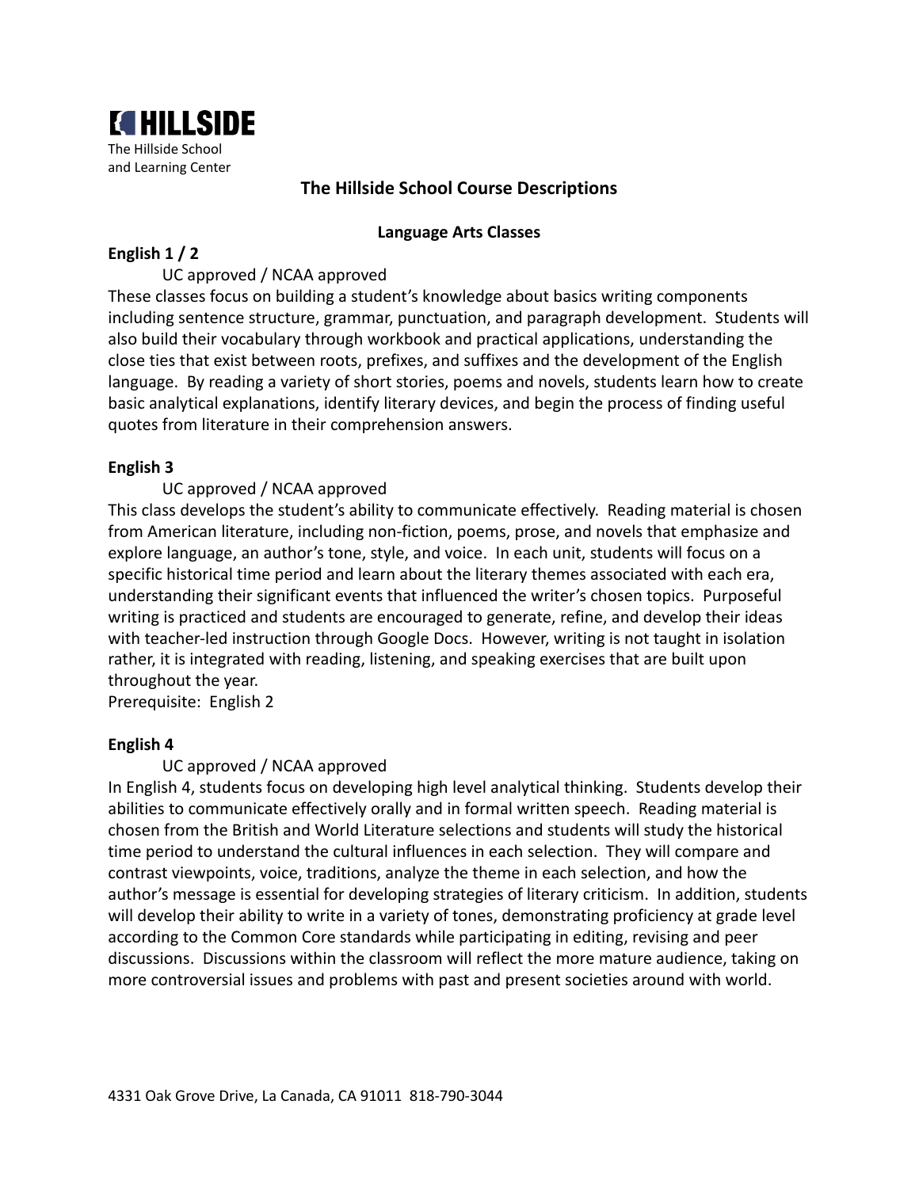**HILLSIDE**

The Hillside School
and Learning Center

# The Hillside School Course Descriptions

## Language Arts Classes

### English 1 / 2

UC approved / NCAA approved

These classes focus on building a student's knowledge about basics writing components including sentence structure, grammar, punctuation, and paragraph development. Students will also build their vocabulary through workbook and practical applications, understanding the close ties that exist between roots, prefixes, and suffixes and the development of the English language. By reading a variety of short stories, poems and novels, students learn how to create basic analytical explanations, identify literary devices, and begin the process of finding useful quotes from literature in their comprehension answers.

### English 3

UC approved / NCAA approved

This class develops the student's ability to communicate effectively. Reading material is chosen from American literature, including non-fiction, poems, prose, and novels that emphasize and explore language, an author's tone, style, and voice. In each unit, students will focus on a specific historical time period and learn about the literary themes associated with each era, understanding their significant events that influenced the writer's chosen topics. Purposeful writing is practiced and students are encouraged to generate, refine, and develop their ideas with teacher-led instruction through Google Docs. However, writing is not taught in isolation rather, it is integrated with reading, listening, and speaking exercises that are built upon throughout the year.

Prerequisite: English 2

### English 4

UC approved / NCAA approved

In English 4, students focus on developing high level analytical thinking. Students develop their abilities to communicate effectively orally and in formal written speech. Reading material is chosen from the British and World Literature selections and students will study the historical time period to understand the cultural influences in each selection. They will compare and contrast viewpoints, voice, traditions, analyze the theme in each selection, and how the author's message is essential for developing strategies of literary criticism. In addition, students will develop their ability to write in a variety of tones, demonstrating proficiency at grade level according to the Common Core standards while participating in editing, revising and peer discussions. Discussions within the classroom will reflect the more mature audience, taking on more controversial issues and problems with past and present societies around with world.

4331 Oak Grove Drive, La Canada, CA 91011 818-790-3044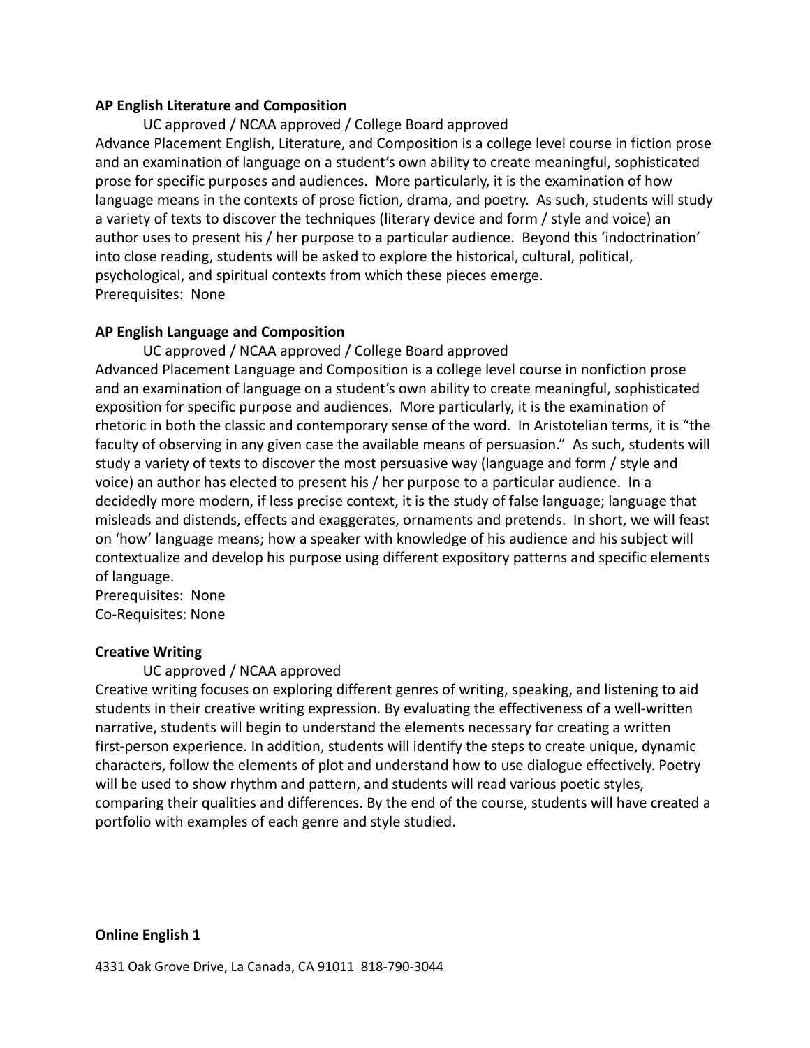**AP English Literature and Composition**

UC approved / NCAA approved / College Board approved

Advance Placement English, Literature, and Composition is a college level course in fiction prose and an examination of language on a student's own ability to create meaningful, sophisticated prose for specific purposes and audiences. More particularly, it is the examination of how language means in the contexts of prose fiction, drama, and poetry. As such, students will study a variety of texts to discover the techniques (literary device and form / style and voice) an author uses to present his / her purpose to a particular audience. Beyond this 'indoctrination' into close reading, students will be asked to explore the historical, cultural, political, psychological, and spiritual contexts from which these pieces emerge.

Prerequisites: None

**AP English Language and Composition**

UC approved / NCAA approved / College Board approved

Advanced Placement Language and Composition is a college level course in nonfiction prose and an examination of language on a student's own ability to create meaningful, sophisticated exposition for specific purpose and audiences. More particularly, it is the examination of rhetoric in both the classic and contemporary sense of the word. In Aristotelian terms, it is "the faculty of observing in any given case the available means of persuasion." As such, students will study a variety of texts to discover the most persuasive way (language and form / style and voice) an author has elected to present his / her purpose to a particular audience. In a decidedly more modern, if less precise context, it is the study of false language; language that misleads and distends, effects and exaggerates, ornaments and pretends. In short, we will feast on 'how' language means; how a speaker with knowledge of his audience and his subject will contextualize and develop his purpose using different expository patterns and specific elements of language.

Prerequisites: None
Co-Requisites: None

**Creative Writing**

UC approved / NCAA approved

Creative writing focuses on exploring different genres of writing, speaking, and listening to aid students in their creative writing expression. By evaluating the effectiveness of a well-written narrative, students will begin to understand the elements necessary for creating a written first-person experience. In addition, students will identify the steps to create unique, dynamic characters, follow the elements of plot and understand how to use dialogue effectively. Poetry will be used to show rhythm and pattern, and students will read various poetic styles, comparing their qualities and differences. By the end of the course, students will have created a portfolio with examples of each genre and style studied.

**Online English 1**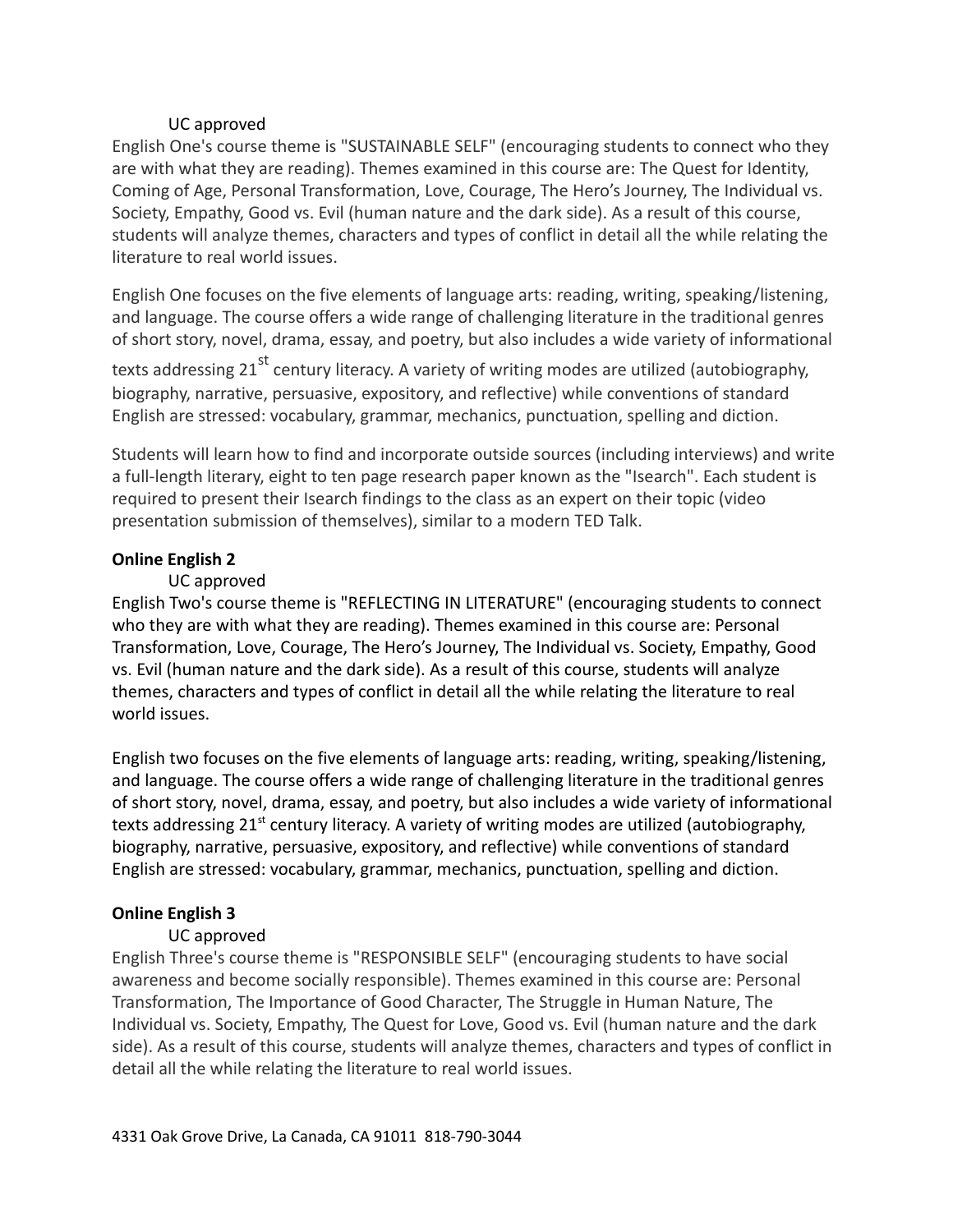UC approved

English One's course theme is "SUSTAINABLE SELF" (encouraging students to connect who they are with what they are reading). Themes examined in this course are: The Quest for Identity, Coming of Age, Personal Transformation, Love, Courage, The Hero's Journey, The Individual vs. Society, Empathy, Good vs. Evil (human nature and the dark side). As a result of this course, students will analyze themes, characters and types of conflict in detail all the while relating the literature to real world issues.

English One focuses on the five elements of language arts: reading, writing, speaking/listening, and language. The course offers a wide range of challenging literature in the traditional genres of short story, novel, drama, essay, and poetry, but also includes a wide variety of informational texts addressing 21st century literacy. A variety of writing modes are utilized (autobiography, biography, narrative, persuasive, expository, and reflective) while conventions of standard English are stressed: vocabulary, grammar, mechanics, punctuation, spelling and diction.

Students will learn how to find and incorporate outside sources (including interviews) and write a full-length literary, eight to ten page research paper known as the "Isearch". Each student is required to present their Isearch findings to the class as an expert on their topic (video presentation submission of themselves), similar to a modern TED Talk.

**Online English 2**

UC approved

English Two's course theme is "REFLECTING IN LITERATURE" (encouraging students to connect who they are with what they are reading). Themes examined in this course are: Personal Transformation, Love, Courage, The Hero's Journey, The Individual vs. Society, Empathy, Good vs. Evil (human nature and the dark side). As a result of this course, students will analyze themes, characters and types of conflict in detail all the while relating the literature to real world issues.

English two focuses on the five elements of language arts: reading, writing, speaking/listening, and language. The course offers a wide range of challenging literature in the traditional genres of short story, novel, drama, essay, and poetry, but also includes a wide variety of informational texts addressing 21st century literacy. A variety of writing modes are utilized (autobiography, biography, narrative, persuasive, expository, and reflective) while conventions of standard English are stressed: vocabulary, grammar, mechanics, punctuation, spelling and diction.

**Online English 3**

UC approved

English Three's course theme is "RESPONSIBLE SELF" (encouraging students to have social awareness and become socially responsible). Themes examined in this course are: Personal Transformation, The Importance of Good Character, The Struggle in Human Nature, The Individual vs. Society, Empathy, The Quest for Love, Good vs. Evil (human nature and the dark side). As a result of this course, students will analyze themes, characters and types of conflict in detail all the while relating the literature to real world issues.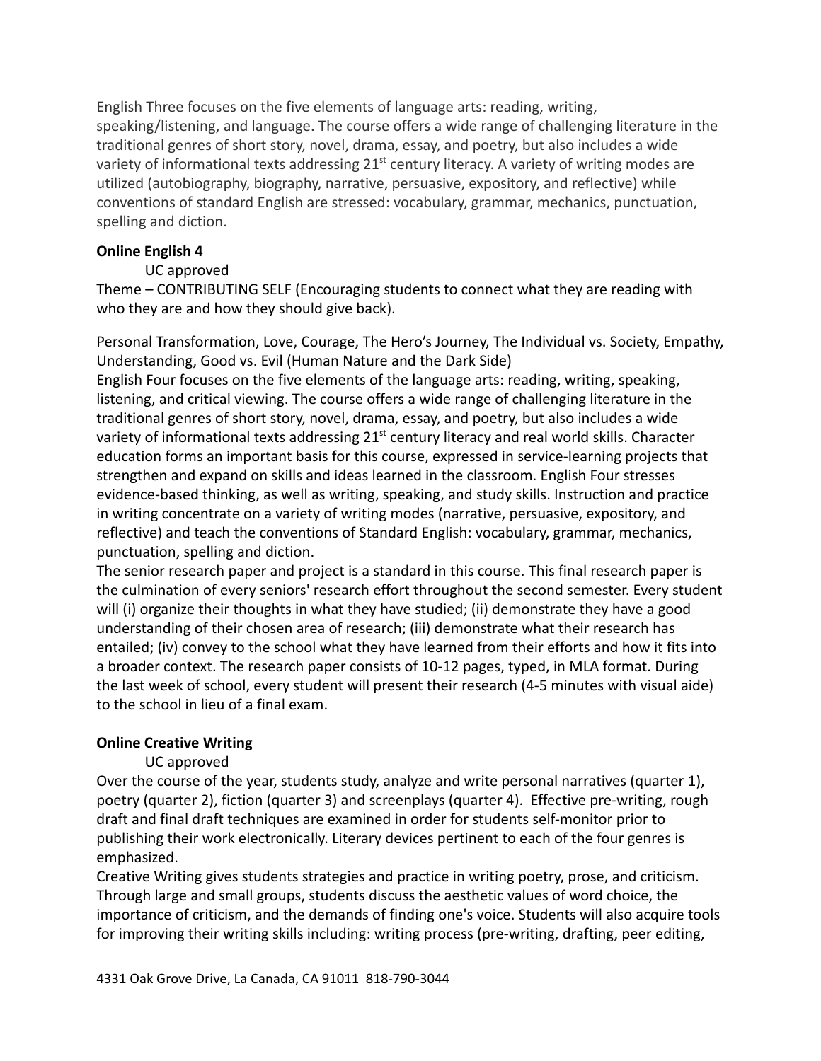English Three focuses on the five elements of language arts: reading, writing, speaking/listening, and language. The course offers a wide range of challenging literature in the traditional genres of short story, novel, drama, essay, and poetry, but also includes a wide variety of informational texts addressing 21st century literacy. A variety of writing modes are utilized (autobiography, biography, narrative, persuasive, expository, and reflective) while conventions of standard English are stressed: vocabulary, grammar, mechanics, punctuation, spelling and diction.

**Online English 4**

UC approved

Theme – CONTRIBUTING SELF (Encouraging students to connect what they are reading with who they are and how they should give back).

Personal Transformation, Love, Courage, The Hero's Journey, The Individual vs. Society, Empathy, Understanding, Good vs. Evil (Human Nature and the Dark Side)

English Four focuses on the five elements of the language arts: reading, writing, speaking, listening, and critical viewing. The course offers a wide range of challenging literature in the traditional genres of short story, novel, drama, essay, and poetry, but also includes a wide variety of informational texts addressing 21st century literacy and real world skills. Character education forms an important basis for this course, expressed in service-learning projects that strengthen and expand on skills and ideas learned in the classroom. English Four stresses evidence-based thinking, as well as writing, speaking, and study skills. Instruction and practice in writing concentrate on a variety of writing modes (narrative, persuasive, expository, and reflective) and teach the conventions of Standard English: vocabulary, grammar, mechanics, punctuation, spelling and diction.

The senior research paper and project is a standard in this course. This final research paper is the culmination of every seniors' research effort throughout the second semester. Every student will (i) organize their thoughts in what they have studied; (ii) demonstrate they have a good understanding of their chosen area of research; (iii) demonstrate what their research has entailed; (iv) convey to the school what they have learned from their efforts and how it fits into a broader context. The research paper consists of 10-12 pages, typed, in MLA format. During the last week of school, every student will present their research (4-5 minutes with visual aide) to the school in lieu of a final exam.

**Online Creative Writing**

UC approved

Over the course of the year, students study, analyze and write personal narratives (quarter 1), poetry (quarter 2), fiction (quarter 3) and screenplays (quarter 4). Effective pre-writing, rough draft and final draft techniques are examined in order for students self-monitor prior to publishing their work electronically. Literary devices pertinent to each of the four genres is emphasized.

Creative Writing gives students strategies and practice in writing poetry, prose, and criticism. Through large and small groups, students discuss the aesthetic values of word choice, the importance of criticism, and the demands of finding one's voice. Students will also acquire tools for improving their writing skills including: writing process (pre-writing, drafting, peer editing,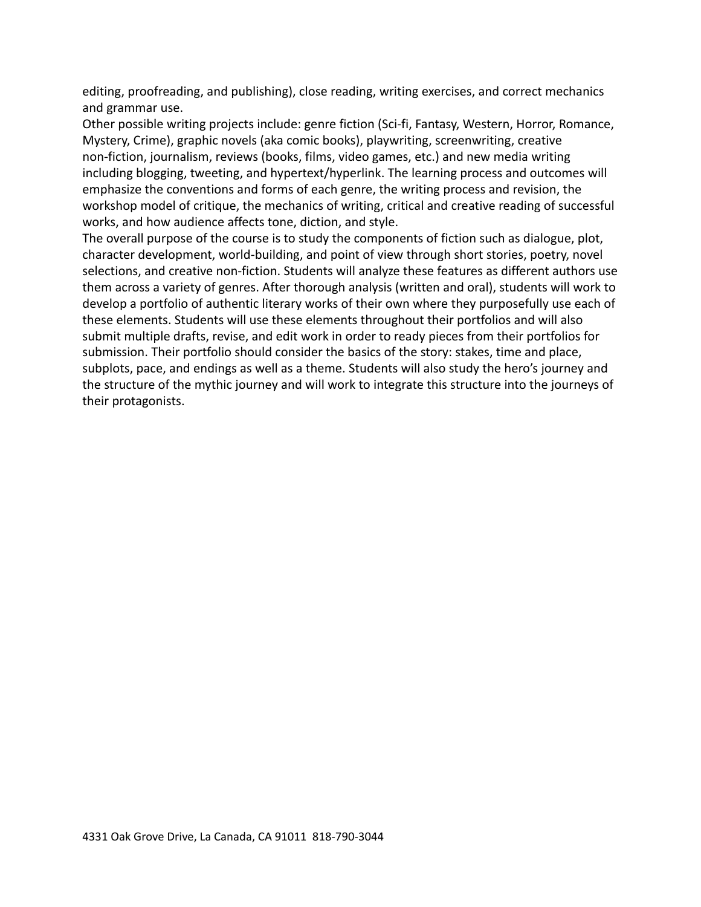editing, proofreading, and publishing), close reading, writing exercises, and correct mechanics and grammar use.

Other possible writing projects include: genre fiction (Sci-fi, Fantasy, Western, Horror, Romance, Mystery, Crime), graphic novels (aka comic books), playwriting, screenwriting, creative non-fiction, journalism, reviews (books, films, video games, etc.) and new media writing including blogging, tweeting, and hypertext/hyperlink. The learning process and outcomes will emphasize the conventions and forms of each genre, the writing process and revision, the workshop model of critique, the mechanics of writing, critical and creative reading of successful works, and how audience affects tone, diction, and style.

The overall purpose of the course is to study the components of fiction such as dialogue, plot, character development, world-building, and point of view through short stories, poetry, novel selections, and creative non-fiction. Students will analyze these features as different authors use them across a variety of genres. After thorough analysis (written and oral), students will work to develop a portfolio of authentic literary works of their own where they purposefully use each of these elements. Students will use these elements throughout their portfolios and will also submit multiple drafts, revise, and edit work in order to ready pieces from their portfolios for submission. Their portfolio should consider the basics of the story: stakes, time and place, subplots, pace, and endings as well as a theme. Students will also study the hero's journey and the structure of the mythic journey and will work to integrate this structure into the journeys of their protagonists.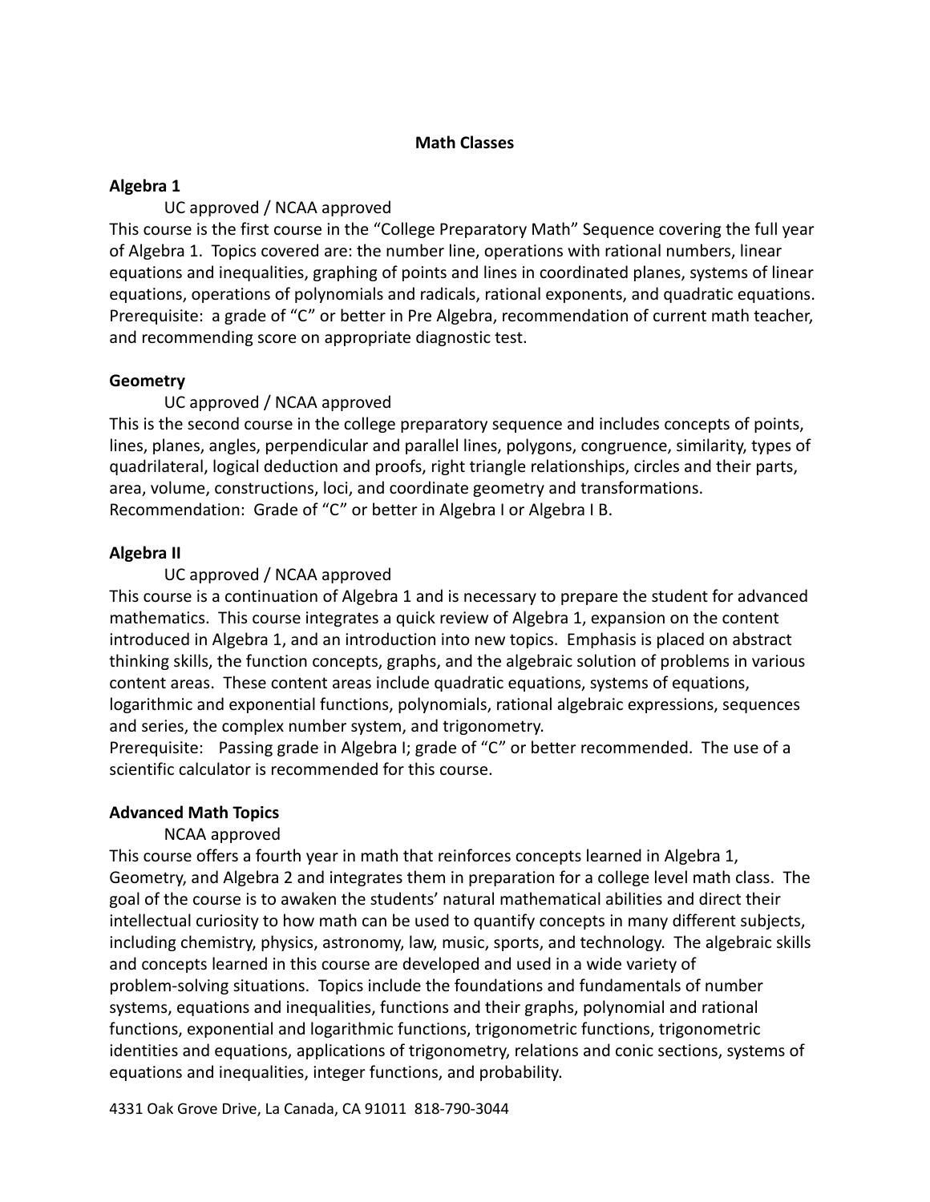# Math Classes

## Algebra 1

UC approved / NCAA approved

This course is the first course in the "College Preparatory Math" Sequence covering the full year of Algebra 1. Topics covered are: the number line, operations with rational numbers, linear equations and inequalities, graphing of points and lines in coordinated planes, systems of linear equations, operations of polynomials and radicals, rational exponents, and quadratic equations. Prerequisite: a grade of "C" or better in Pre Algebra, recommendation of current math teacher, and recommending score on appropriate diagnostic test.

## Geometry

UC approved / NCAA approved

This is the second course in the college preparatory sequence and includes concepts of points, lines, planes, angles, perpendicular and parallel lines, polygons, congruence, similarity, types of quadrilateral, logical deduction and proofs, right triangle relationships, circles and their parts, area, volume, constructions, loci, and coordinate geometry and transformations. Recommendation: Grade of "C" or better in Algebra I or Algebra I B.

## Algebra II

UC approved / NCAA approved

This course is a continuation of Algebra 1 and is necessary to prepare the student for advanced mathematics. This course integrates a quick review of Algebra 1, expansion on the content introduced in Algebra 1, and an introduction into new topics. Emphasis is placed on abstract thinking skills, the function concepts, graphs, and the algebraic solution of problems in various content areas. These content areas include quadratic equations, systems of equations, logarithmic and exponential functions, polynomials, rational algebraic expressions, sequences and series, the complex number system, and trigonometry.

Prerequisite: Passing grade in Algebra I; grade of "C" or better recommended. The use of a scientific calculator is recommended for this course.

## Advanced Math Topics

NCAA approved

This course offers a fourth year in math that reinforces concepts learned in Algebra 1, Geometry, and Algebra 2 and integrates them in preparation for a college level math class. The goal of the course is to awaken the students' natural mathematical abilities and direct their intellectual curiosity to how math can be used to quantify concepts in many different subjects, including chemistry, physics, astronomy, law, music, sports, and technology. The algebraic skills and concepts learned in this course are developed and used in a wide variety of problem-solving situations. Topics include the foundations and fundamentals of number systems, equations and inequalities, functions and their graphs, polynomial and rational functions, exponential and logarithmic functions, trigonometric functions, trigonometric identities and equations, applications of trigonometry, relations and conic sections, systems of equations and inequalities, integer functions, and probability.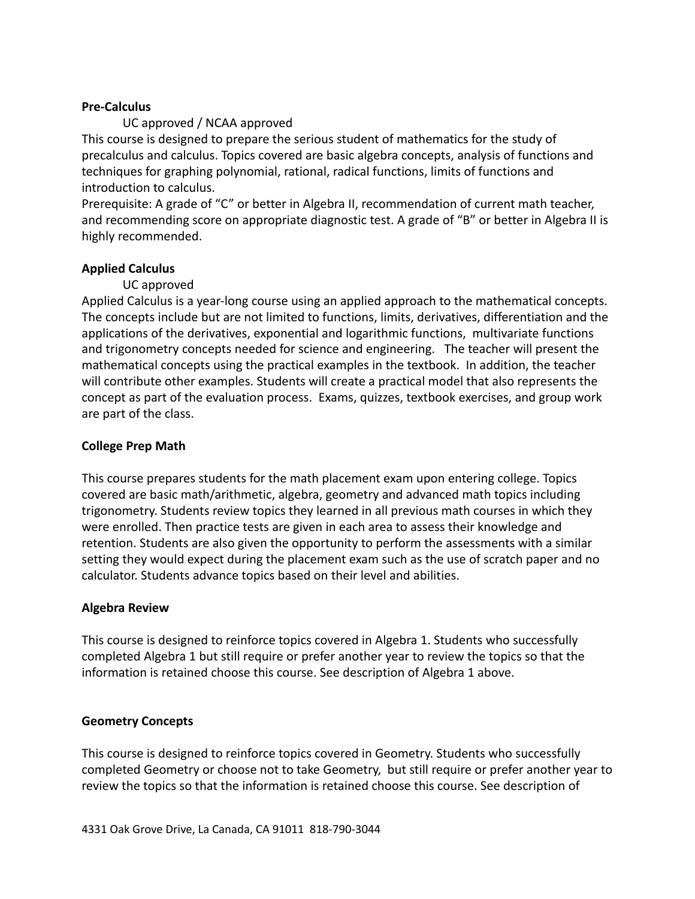**Pre-Calculus**

UC approved / NCAA approved

This course is designed to prepare the serious student of mathematics for the study of precalculus and calculus. Topics covered are basic algebra concepts, analysis of functions and techniques for graphing polynomial, rational, radical functions, limits of functions and introduction to calculus.

Prerequisite: A grade of "C" or better in Algebra II, recommendation of current math teacher, and recommending score on appropriate diagnostic test. A grade of "B" or better in Algebra II is highly recommended.

**Applied Calculus**

UC approved

Applied Calculus is a year-long course using an applied approach to the mathematical concepts. The concepts include but are not limited to functions, limits, derivatives, differentiation and the applications of the derivatives, exponential and logarithmic functions, multivariate functions and trigonometry concepts needed for science and engineering. The teacher will present the mathematical concepts using the practical examples in the textbook. In addition, the teacher will contribute other examples. Students will create a practical model that also represents the concept as part of the evaluation process. Exams, quizzes, textbook exercises, and group work are part of the class.

**College Prep Math**

This course prepares students for the math placement exam upon entering college. Topics covered are basic math/arithmetic, algebra, geometry and advanced math topics including trigonometry. Students review topics they learned in all previous math courses in which they were enrolled. Then practice tests are given in each area to assess their knowledge and retention. Students are also given the opportunity to perform the assessments with a similar setting they would expect during the placement exam such as the use of scratch paper and no calculator. Students advance topics based on their level and abilities.

**Algebra Review**

This course is designed to reinforce topics covered in Algebra 1. Students who successfully completed Algebra 1 but still require or prefer another year to review the topics so that the information is retained choose this course. See description of Algebra 1 above.

**Geometry Concepts**

This course is designed to reinforce topics covered in Geometry. Students who successfully completed Geometry or choose not to take Geometry, but still require or prefer another year to review the topics so that the information is retained choose this course. See description of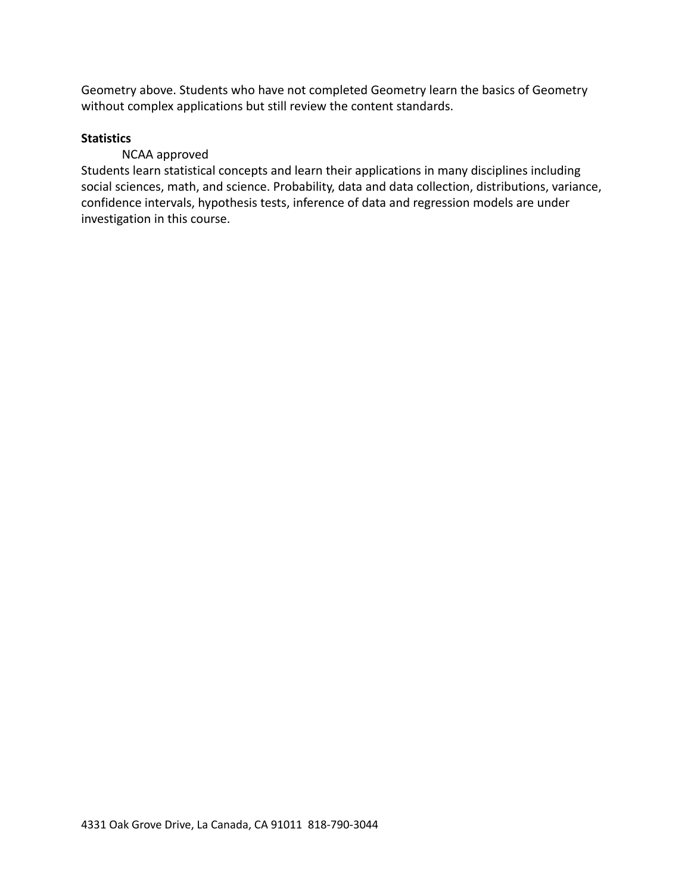Geometry above. Students who have not completed Geometry learn the basics of Geometry without complex applications but still review the content standards.

**Statistics**

NCAA approved

Students learn statistical concepts and learn their applications in many disciplines including social sciences, math, and science. Probability, data and data collection, distributions, variance, confidence intervals, hypothesis tests, inference of data and regression models are under investigation in this course.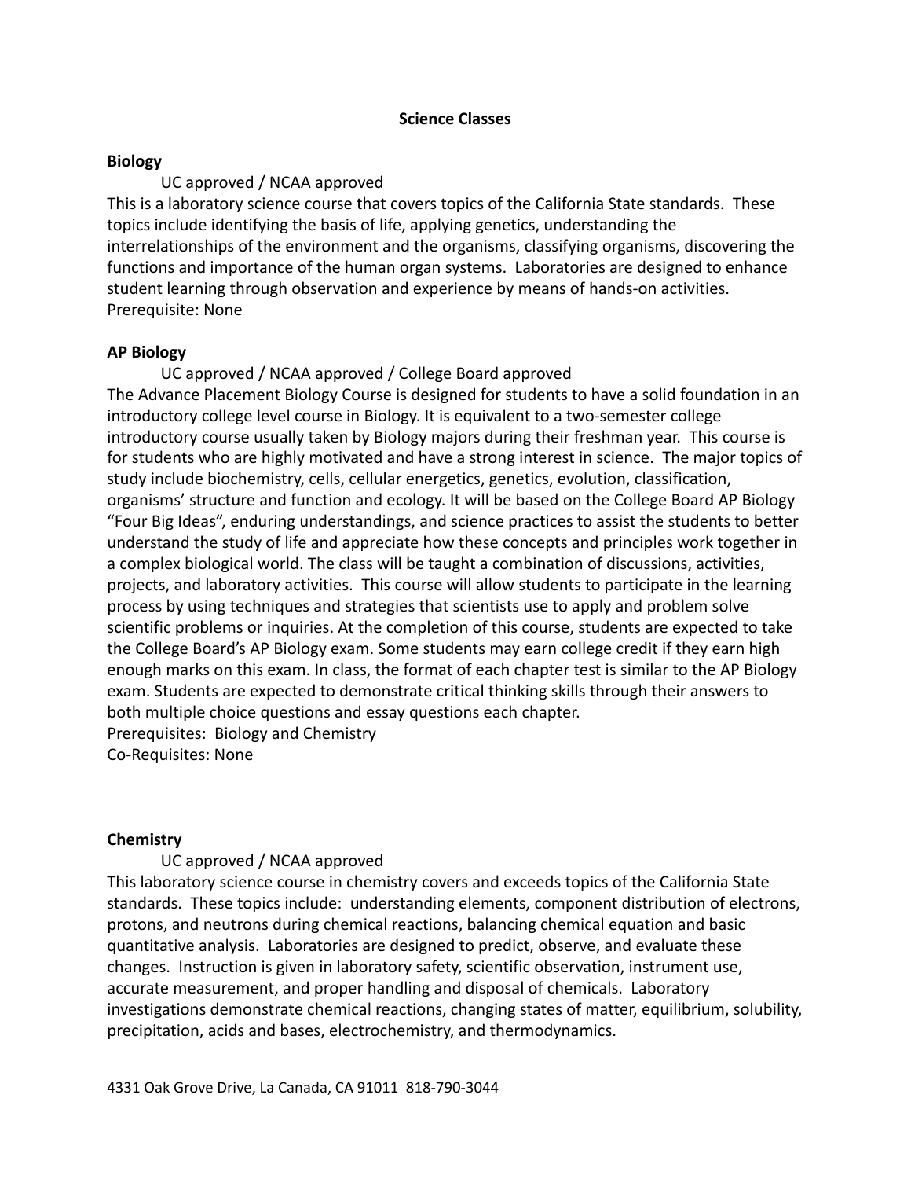## Science Classes

### Biology

UC approved / NCAA approved

This is a laboratory science course that covers topics of the California State standards. These topics include identifying the basis of life, applying genetics, understanding the interrelationships of the environment and the organisms, classifying organisms, discovering the functions and importance of the human organ systems. Laboratories are designed to enhance student learning through observation and experience by means of hands-on activities.
Prerequisite: None

### AP Biology

UC approved / NCAA approved / College Board approved

The Advance Placement Biology Course is designed for students to have a solid foundation in an introductory college level course in Biology. It is equivalent to a two-semester college introductory course usually taken by Biology majors during their freshman year. This course is for students who are highly motivated and have a strong interest in science. The major topics of study include biochemistry, cells, cellular energetics, genetics, evolution, classification, organisms' structure and function and ecology. It will be based on the College Board AP Biology "Four Big Ideas", enduring understandings, and science practices to assist the students to better understand the study of life and appreciate how these concepts and principles work together in a complex biological world. The class will be taught a combination of discussions, activities, projects, and laboratory activities. This course will allow students to participate in the learning process by using techniques and strategies that scientists use to apply and problem solve scientific problems or inquiries. At the completion of this course, students are expected to take the College Board's AP Biology exam. Some students may earn college credit if they earn high enough marks on this exam. In class, the format of each chapter test is similar to the AP Biology exam. Students are expected to demonstrate critical thinking skills through their answers to both multiple choice questions and essay questions each chapter.
Prerequisites: Biology and Chemistry
Co-Requisites: None

### Chemistry

UC approved / NCAA approved

This laboratory science course in chemistry covers and exceeds topics of the California State standards. These topics include: understanding elements, component distribution of electrons, protons, and neutrons during chemical reactions, balancing chemical equation and basic quantitative analysis. Laboratories are designed to predict, observe, and evaluate these changes. Instruction is given in laboratory safety, scientific observation, instrument use, accurate measurement, and proper handling and disposal of chemicals. Laboratory investigations demonstrate chemical reactions, changing states of matter, equilibrium, solubility, precipitation, acids and bases, electrochemistry, and thermodynamics.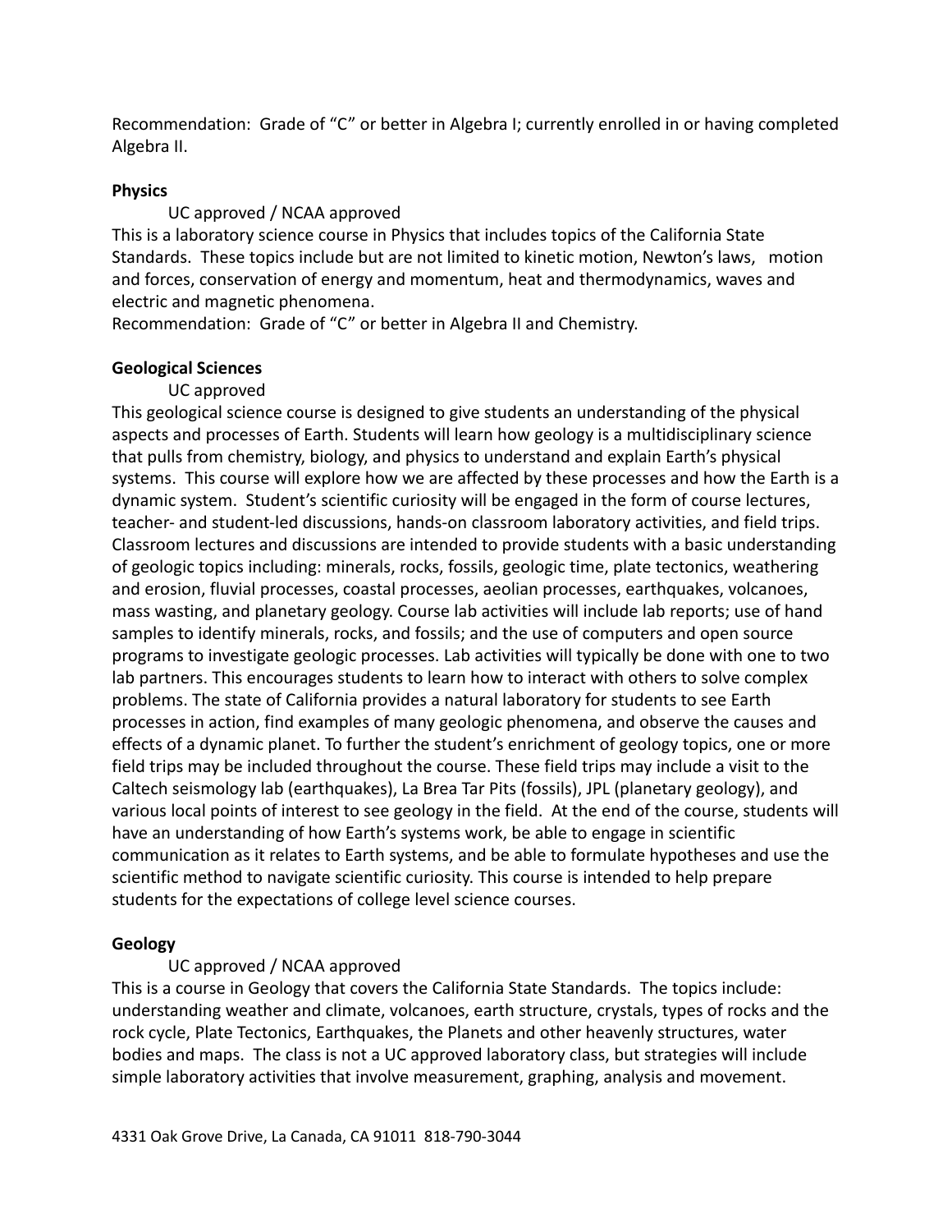Recommendation: Grade of "C" or better in Algebra I; currently enrolled in or having completed Algebra II.

**Physics**

UC approved / NCAA approved

This is a laboratory science course in Physics that includes topics of the California State Standards. These topics include but are not limited to kinetic motion, Newton's laws, motion and forces, conservation of energy and momentum, heat and thermodynamics, waves and electric and magnetic phenomena.

Recommendation: Grade of "C" or better in Algebra II and Chemistry.

**Geological Sciences**

UC approved

This geological science course is designed to give students an understanding of the physical aspects and processes of Earth. Students will learn how geology is a multidisciplinary science that pulls from chemistry, biology, and physics to understand and explain Earth's physical systems. This course will explore how we are affected by these processes and how the Earth is a dynamic system. Student's scientific curiosity will be engaged in the form of course lectures, teacher- and student-led discussions, hands-on classroom laboratory activities, and field trips. Classroom lectures and discussions are intended to provide students with a basic understanding of geologic topics including: minerals, rocks, fossils, geologic time, plate tectonics, weathering and erosion, fluvial processes, coastal processes, aeolian processes, earthquakes, volcanoes, mass wasting, and planetary geology. Course lab activities will include lab reports; use of hand samples to identify minerals, rocks, and fossils; and the use of computers and open source programs to investigate geologic processes. Lab activities will typically be done with one to two lab partners. This encourages students to learn how to interact with others to solve complex problems. The state of California provides a natural laboratory for students to see Earth processes in action, find examples of many geologic phenomena, and observe the causes and effects of a dynamic planet. To further the student's enrichment of geology topics, one or more field trips may be included throughout the course. These field trips may include a visit to the Caltech seismology lab (earthquakes), La Brea Tar Pits (fossils), JPL (planetary geology), and various local points of interest to see geology in the field. At the end of the course, students will have an understanding of how Earth's systems work, be able to engage in scientific communication as it relates to Earth systems, and be able to formulate hypotheses and use the scientific method to navigate scientific curiosity. This course is intended to help prepare students for the expectations of college level science courses.

**Geology**

UC approved / NCAA approved

This is a course in Geology that covers the California State Standards. The topics include: understanding weather and climate, volcanoes, earth structure, crystals, types of rocks and the rock cycle, Plate Tectonics, Earthquakes, the Planets and other heavenly structures, water bodies and maps. The class is not a UC approved laboratory class, but strategies will include simple laboratory activities that involve measurement, graphing, analysis and movement.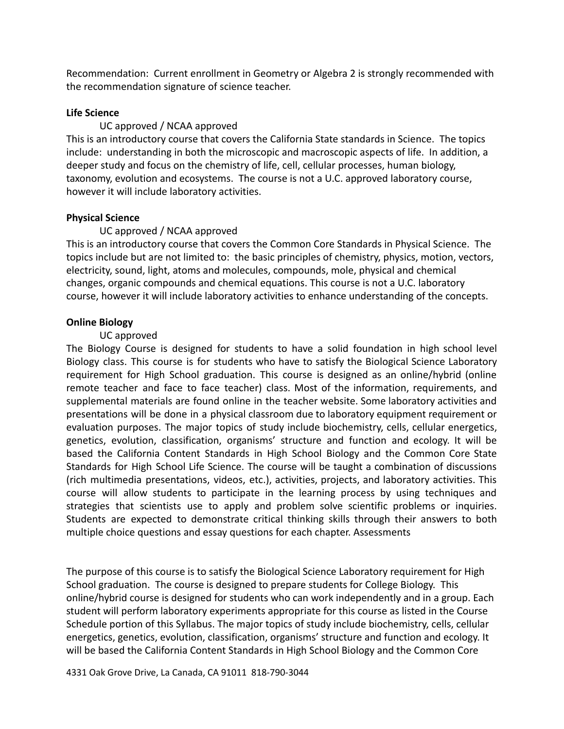Recommendation: Current enrollment in Geometry or Algebra 2 is strongly recommended with the recommendation signature of science teacher.

**Life Science**

UC approved / NCAA approved

This is an introductory course that covers the California State standards in Science. The topics include: understanding in both the microscopic and macroscopic aspects of life. In addition, a deeper study and focus on the chemistry of life, cell, cellular processes, human biology, taxonomy, evolution and ecosystems. The course is not a U.C. approved laboratory course, however it will include laboratory activities.

**Physical Science**

UC approved / NCAA approved

This is an introductory course that covers the Common Core Standards in Physical Science. The topics include but are not limited to: the basic principles of chemistry, physics, motion, vectors, electricity, sound, light, atoms and molecules, compounds, mole, physical and chemical changes, organic compounds and chemical equations. This course is not a U.C. laboratory course, however it will include laboratory activities to enhance understanding of the concepts.

**Online Biology**

UC approved

The Biology Course is designed for students to have a solid foundation in high school level Biology class. This course is for students who have to satisfy the Biological Science Laboratory requirement for High School graduation. This course is designed as an online/hybrid (online remote teacher and face to face teacher) class. Most of the information, requirements, and supplemental materials are found online in the teacher website. Some laboratory activities and presentations will be done in a physical classroom due to laboratory equipment requirement or evaluation purposes. The major topics of study include biochemistry, cells, cellular energetics, genetics, evolution, classification, organisms' structure and function and ecology. It will be based the California Content Standards in High School Biology and the Common Core State Standards for High School Life Science. The course will be taught a combination of discussions (rich multimedia presentations, videos, etc.), activities, projects, and laboratory activities. This course will allow students to participate in the learning process by using techniques and strategies that scientists use to apply and problem solve scientific problems or inquiries. Students are expected to demonstrate critical thinking skills through their answers to both multiple choice questions and essay questions for each chapter. Assessments

The purpose of this course is to satisfy the Biological Science Laboratory requirement for High School graduation. The course is designed to prepare students for College Biology. This online/hybrid course is designed for students who can work independently and in a group. Each student will perform laboratory experiments appropriate for this course as listed in the Course Schedule portion of this Syllabus. The major topics of study include biochemistry, cells, cellular energetics, genetics, evolution, classification, organisms' structure and function and ecology. It will be based the California Content Standards in High School Biology and the Common Core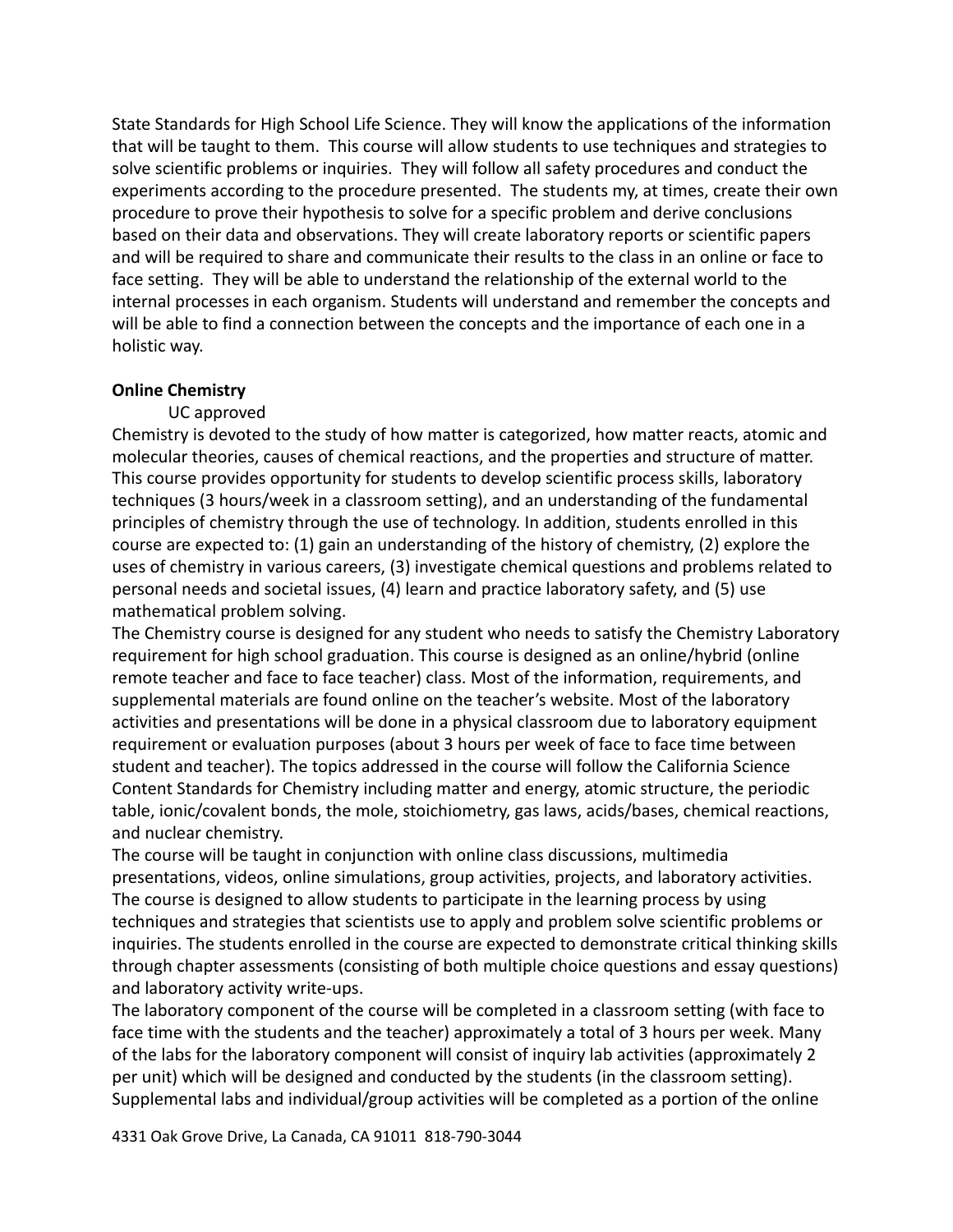State Standards for High School Life Science. They will know the applications of the information that will be taught to them. This course will allow students to use techniques and strategies to solve scientific problems or inquiries. They will follow all safety procedures and conduct the experiments according to the procedure presented. The students my, at times, create their own procedure to prove their hypothesis to solve for a specific problem and derive conclusions based on their data and observations. They will create laboratory reports or scientific papers and will be required to share and communicate their results to the class in an online or face to face setting. They will be able to understand the relationship of the external world to the internal processes in each organism. Students will understand and remember the concepts and will be able to find a connection between the concepts and the importance of each one in a holistic way.

**Online Chemistry**

UC approved

Chemistry is devoted to the study of how matter is categorized, how matter reacts, atomic and molecular theories, causes of chemical reactions, and the properties and structure of matter. This course provides opportunity for students to develop scientific process skills, laboratory techniques (3 hours/week in a classroom setting), and an understanding of the fundamental principles of chemistry through the use of technology. In addition, students enrolled in this course are expected to: (1) gain an understanding of the history of chemistry, (2) explore the uses of chemistry in various careers, (3) investigate chemical questions and problems related to personal needs and societal issues, (4) learn and practice laboratory safety, and (5) use mathematical problem solving.

The Chemistry course is designed for any student who needs to satisfy the Chemistry Laboratory requirement for high school graduation. This course is designed as an online/hybrid (online remote teacher and face to face teacher) class. Most of the information, requirements, and supplemental materials are found online on the teacher's website. Most of the laboratory activities and presentations will be done in a physical classroom due to laboratory equipment requirement or evaluation purposes (about 3 hours per week of face to face time between student and teacher). The topics addressed in the course will follow the California Science Content Standards for Chemistry including matter and energy, atomic structure, the periodic table, ionic/covalent bonds, the mole, stoichiometry, gas laws, acids/bases, chemical reactions, and nuclear chemistry.

The course will be taught in conjunction with online class discussions, multimedia presentations, videos, online simulations, group activities, projects, and laboratory activities. The course is designed to allow students to participate in the learning process by using techniques and strategies that scientists use to apply and problem solve scientific problems or inquiries. The students enrolled in the course are expected to demonstrate critical thinking skills through chapter assessments (consisting of both multiple choice questions and essay questions) and laboratory activity write-ups.

The laboratory component of the course will be completed in a classroom setting (with face to face time with the students and the teacher) approximately a total of 3 hours per week. Many of the labs for the laboratory component will consist of inquiry lab activities (approximately 2 per unit) which will be designed and conducted by the students (in the classroom setting). Supplemental labs and individual/group activities will be completed as a portion of the online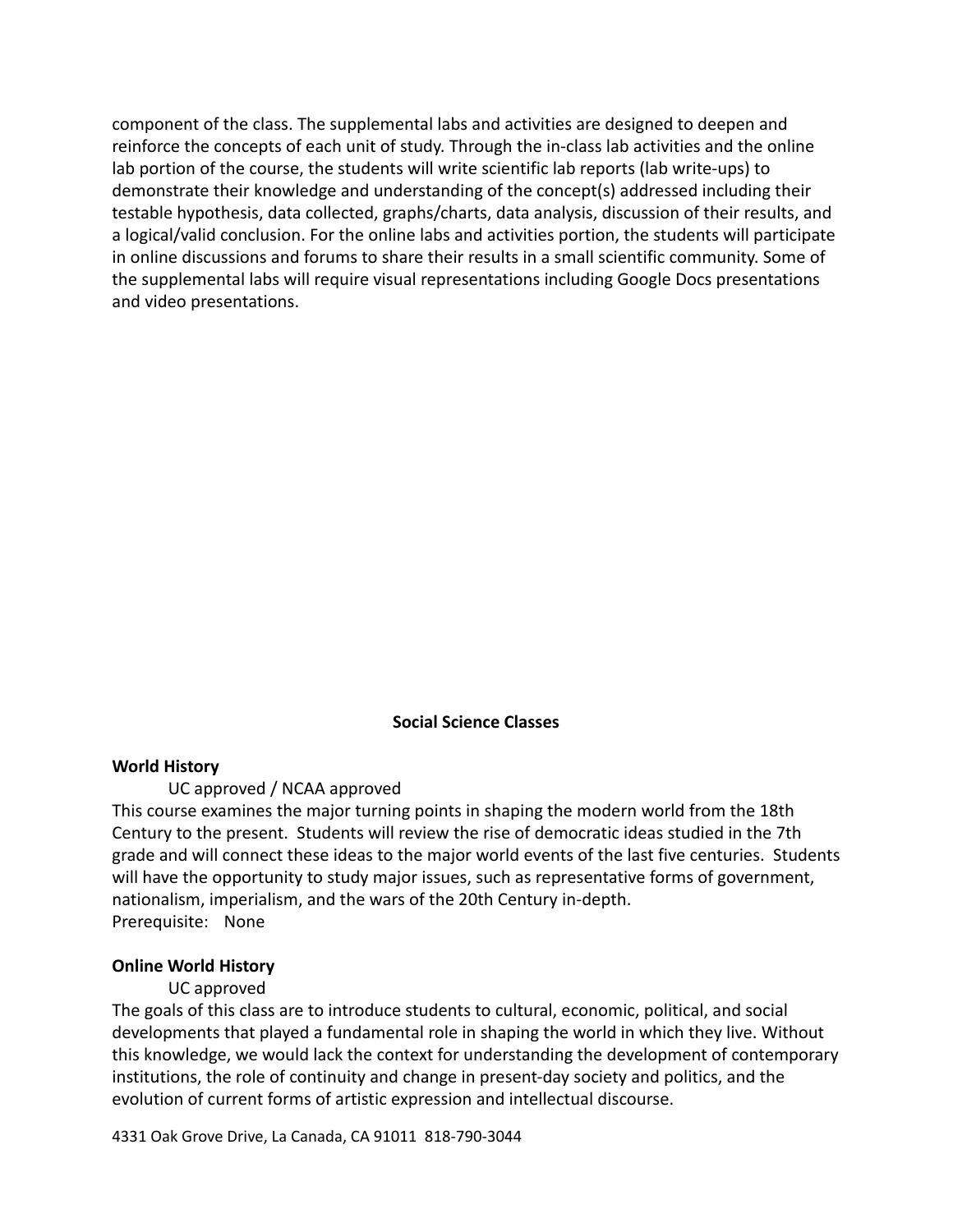component of the class. The supplemental labs and activities are designed to deepen and reinforce the concepts of each unit of study. Through the in-class lab activities and the online lab portion of the course, the students will write scientific lab reports (lab write-ups) to demonstrate their knowledge and understanding of the concept(s) addressed including their testable hypothesis, data collected, graphs/charts, data analysis, discussion of their results, and a logical/valid conclusion. For the online labs and activities portion, the students will participate in online discussions and forums to share their results in a small scientific community. Some of the supplemental labs will require visual representations including Google Docs presentations and video presentations.

## Social Science Classes

**World History**

UC approved / NCAA approved

This course examines the major turning points in shaping the modern world from the 18th Century to the present. Students will review the rise of democratic ideas studied in the 7th grade and will connect these ideas to the major world events of the last five centuries. Students will have the opportunity to study major issues, such as representative forms of government, nationalism, imperialism, and the wars of the 20th Century in-depth.

Prerequisite: None

**Online World History**

UC approved

The goals of this class are to introduce students to cultural, economic, political, and social developments that played a fundamental role in shaping the world in which they live. Without this knowledge, we would lack the context for understanding the development of contemporary institutions, the role of continuity and change in present-day society and politics, and the evolution of current forms of artistic expression and intellectual discourse.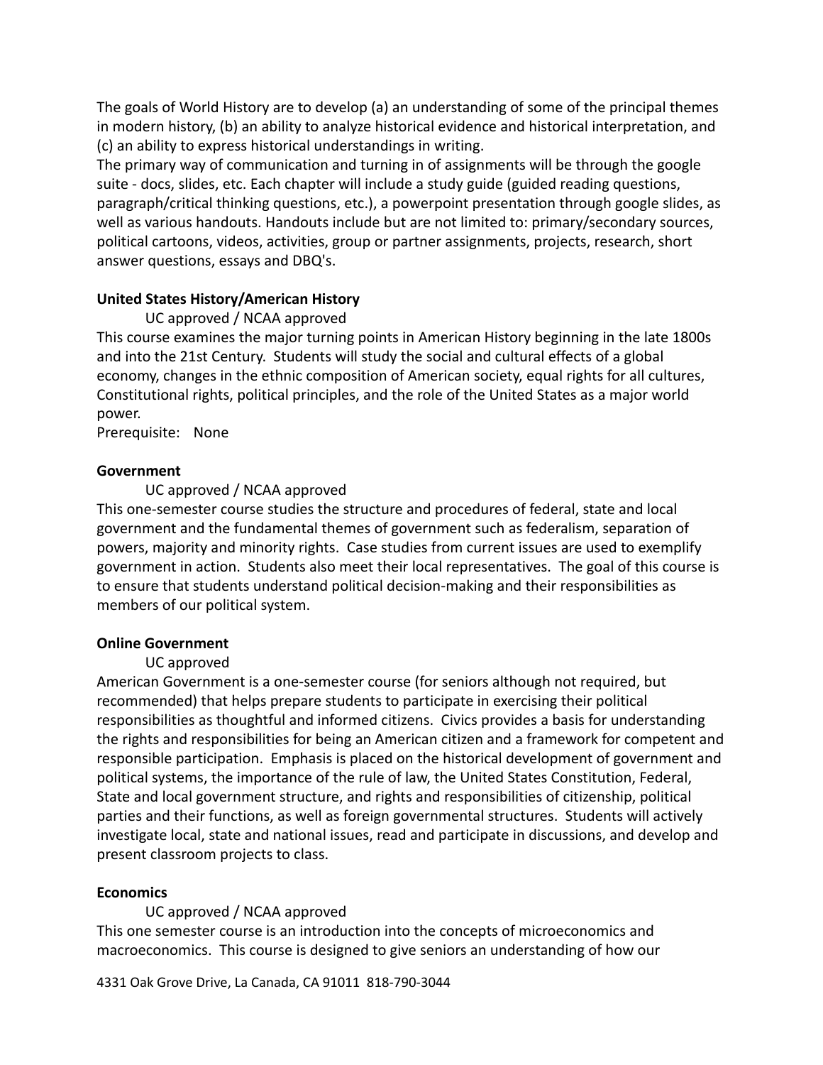The goals of World History are to develop (a) an understanding of some of the principal themes in modern history, (b) an ability to analyze historical evidence and historical interpretation, and (c) an ability to express historical understandings in writing.
The primary way of communication and turning in of assignments will be through the google suite - docs, slides, etc. Each chapter will include a study guide (guided reading questions, paragraph/critical thinking questions, etc.), a powerpoint presentation through google slides, as well as various handouts. Handouts include but are not limited to: primary/secondary sources, political cartoons, videos, activities, group or partner assignments, projects, research, short answer questions, essays and DBQ's.

**United States History/American History**

UC approved / NCAA approved

This course examines the major turning points in American History beginning in the late 1800s and into the 21st Century. Students will study the social and cultural effects of a global economy, changes in the ethnic composition of American society, equal rights for all cultures, Constitutional rights, political principles, and the role of the United States as a major world power.
Prerequisite: None

**Government**

UC approved / NCAA approved

This one-semester course studies the structure and procedures of federal, state and local government and the fundamental themes of government such as federalism, separation of powers, majority and minority rights. Case studies from current issues are used to exemplify government in action. Students also meet their local representatives. The goal of this course is to ensure that students understand political decision-making and their responsibilities as members of our political system.

**Online Government**

UC approved

American Government is a one-semester course (for seniors although not required, but recommended) that helps prepare students to participate in exercising their political responsibilities as thoughtful and informed citizens. Civics provides a basis for understanding the rights and responsibilities for being an American citizen and a framework for competent and responsible participation. Emphasis is placed on the historical development of government and political systems, the importance of the rule of law, the United States Constitution, Federal, State and local government structure, and rights and responsibilities of citizenship, political parties and their functions, as well as foreign governmental structures. Students will actively investigate local, state and national issues, read and participate in discussions, and develop and present classroom projects to class.

**Economics**

UC approved / NCAA approved

This one semester course is an introduction into the concepts of microeconomics and macroeconomics. This course is designed to give seniors an understanding of how our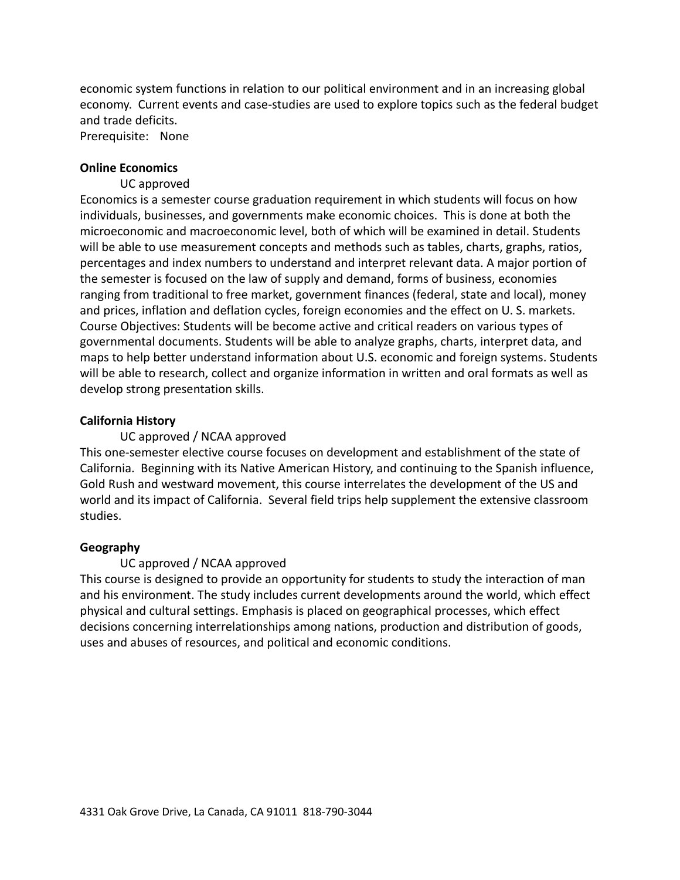economic system functions in relation to our political environment and in an increasing global economy. Current events and case-studies are used to explore topics such as the federal budget and trade deficits.
Prerequisite: None

**Online Economics**

UC approved

Economics is a semester course graduation requirement in which students will focus on how individuals, businesses, and governments make economic choices. This is done at both the microeconomic and macroeconomic level, both of which will be examined in detail. Students will be able to use measurement concepts and methods such as tables, charts, graphs, ratios, percentages and index numbers to understand and interpret relevant data. A major portion of the semester is focused on the law of supply and demand, forms of business, economies ranging from traditional to free market, government finances (federal, state and local), money and prices, inflation and deflation cycles, foreign economies and the effect on U. S. markets. Course Objectives: Students will be become active and critical readers on various types of governmental documents. Students will be able to analyze graphs, charts, interpret data, and maps to help better understand information about U.S. economic and foreign systems. Students will be able to research, collect and organize information in written and oral formats as well as develop strong presentation skills.

**California History**

UC approved / NCAA approved

This one-semester elective course focuses on development and establishment of the state of California. Beginning with its Native American History, and continuing to the Spanish influence, Gold Rush and westward movement, this course interrelates the development of the US and world and its impact of California. Several field trips help supplement the extensive classroom studies.

**Geography**

UC approved / NCAA approved

This course is designed to provide an opportunity for students to study the interaction of man and his environment. The study includes current developments around the world, which effect physical and cultural settings. Emphasis is placed on geographical processes, which effect decisions concerning interrelationships among nations, production and distribution of goods, uses and abuses of resources, and political and economic conditions.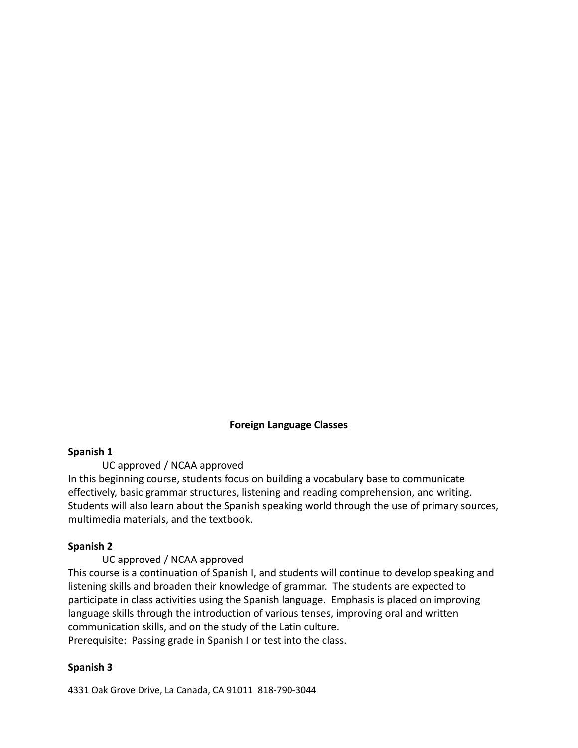## Foreign Language Classes

**Spanish 1**

UC approved / NCAA approved

In this beginning course, students focus on building a vocabulary base to communicate effectively, basic grammar structures, listening and reading comprehension, and writing. Students will also learn about the Spanish speaking world through the use of primary sources, multimedia materials, and the textbook.

**Spanish 2**

UC approved / NCAA approved

This course is a continuation of Spanish I, and students will continue to develop speaking and listening skills and broaden their knowledge of grammar. The students are expected to participate in class activities using the Spanish language. Emphasis is placed on improving language skills through the introduction of various tenses, improving oral and written communication skills, and on the study of the Latin culture.

Prerequisite: Passing grade in Spanish I or test into the class.

**Spanish 3**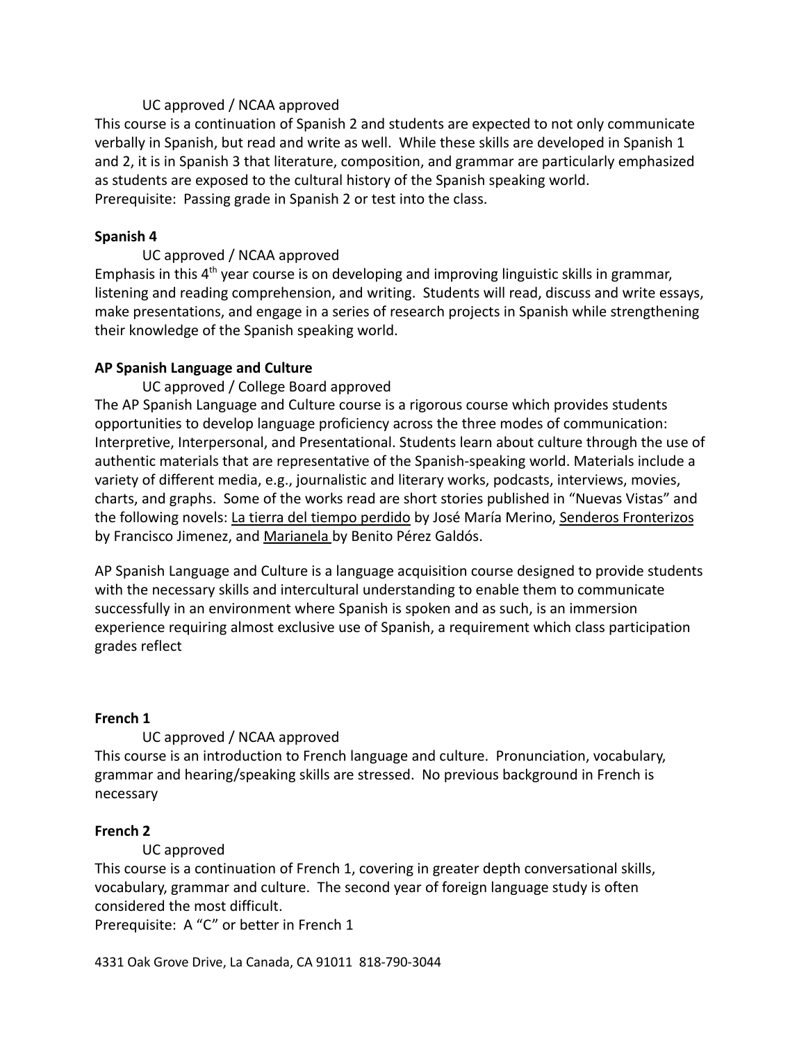UC approved / NCAA approved

This course is a continuation of Spanish 2 and students are expected to not only communicate verbally in Spanish, but read and write as well. While these skills are developed in Spanish 1 and 2, it is in Spanish 3 that literature, composition, and grammar are particularly emphasized as students are exposed to the cultural history of the Spanish speaking world.
Prerequisite: Passing grade in Spanish 2 or test into the class.

**Spanish 4**

UC approved / NCAA approved

Emphasis in this 4th year course is on developing and improving linguistic skills in grammar, listening and reading comprehension, and writing. Students will read, discuss and write essays, make presentations, and engage in a series of research projects in Spanish while strengthening their knowledge of the Spanish speaking world.

**AP Spanish Language and Culture**

UC approved / College Board approved

The AP Spanish Language and Culture course is a rigorous course which provides students opportunities to develop language proficiency across the three modes of communication: Interpretive, Interpersonal, and Presentational. Students learn about culture through the use of authentic materials that are representative of the Spanish-speaking world. Materials include a variety of different media, e.g., journalistic and literary works, podcasts, interviews, movies, charts, and graphs. Some of the works read are short stories published in "Nuevas Vistas" and the following novels: La tierra del tiempo perdido by José María Merino, Senderos Fronterizos by Francisco Jimenez, and Marianela by Benito Pérez Galdós.

AP Spanish Language and Culture is a language acquisition course designed to provide students with the necessary skills and intercultural understanding to enable them to communicate successfully in an environment where Spanish is spoken and as such, is an immersion experience requiring almost exclusive use of Spanish, a requirement which class participation grades reflect

**French 1**

UC approved / NCAA approved

This course is an introduction to French language and culture. Pronunciation, vocabulary, grammar and hearing/speaking skills are stressed. No previous background in French is necessary

**French 2**

UC approved

This course is a continuation of French 1, covering in greater depth conversational skills, vocabulary, grammar and culture. The second year of foreign language study is often considered the most difficult.
Prerequisite: A "C" or better in French 1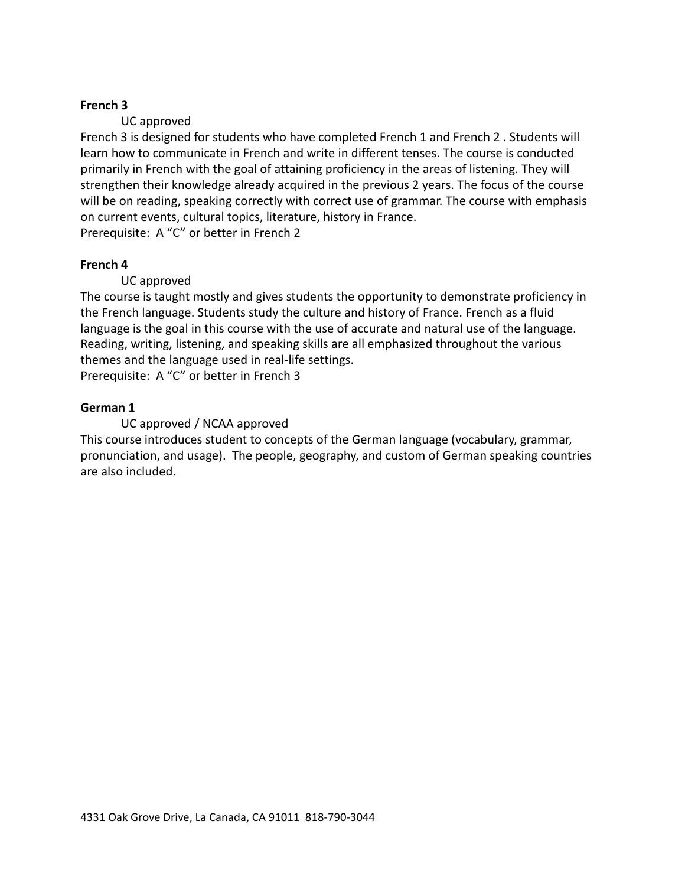**French 3**

UC approved

French 3 is designed for students who have completed French 1 and French 2 . Students will learn how to communicate in French and write in different tenses. The course is conducted primarily in French with the goal of attaining proficiency in the areas of listening. They will strengthen their knowledge already acquired in the previous 2 years. The focus of the course will be on reading, speaking correctly with correct use of grammar. The course with emphasis on current events, cultural topics, literature, history in France.

Prerequisite: A "C" or better in French 2

**French 4**

UC approved

The course is taught mostly and gives students the opportunity to demonstrate proficiency in the French language. Students study the culture and history of France. French as a fluid language is the goal in this course with the use of accurate and natural use of the language. Reading, writing, listening, and speaking skills are all emphasized throughout the various themes and the language used in real-life settings.

Prerequisite: A "C" or better in French 3

**German 1**

UC approved / NCAA approved

This course introduces student to concepts of the German language (vocabulary, grammar, pronunciation, and usage). The people, geography, and custom of German speaking countries are also included.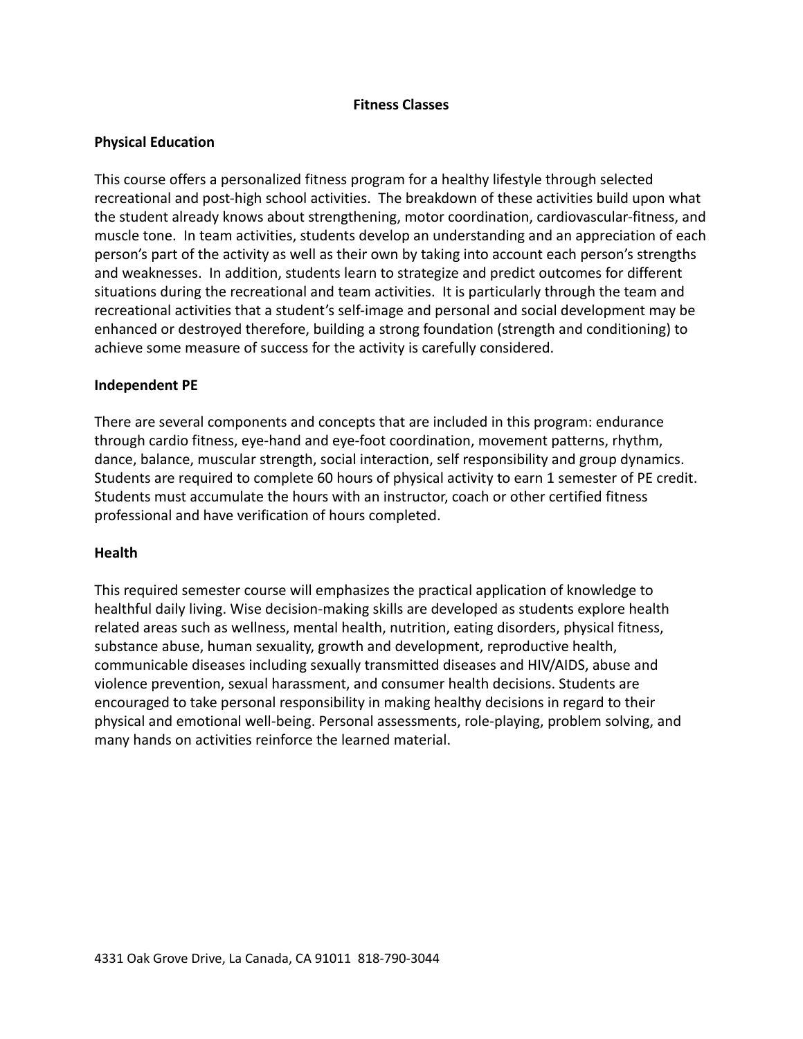# Fitness Classes

## Physical Education

This course offers a personalized fitness program for a healthy lifestyle through selected recreational and post-high school activities. The breakdown of these activities build upon what the student already knows about strengthening, motor coordination, cardiovascular-fitness, and muscle tone. In team activities, students develop an understanding and an appreciation of each person's part of the activity as well as their own by taking into account each person's strengths and weaknesses. In addition, students learn to strategize and predict outcomes for different situations during the recreational and team activities. It is particularly through the team and recreational activities that a student's self-image and personal and social development may be enhanced or destroyed therefore, building a strong foundation (strength and conditioning) to achieve some measure of success for the activity is carefully considered.

## Independent PE

There are several components and concepts that are included in this program: endurance through cardio fitness, eye-hand and eye-foot coordination, movement patterns, rhythm, dance, balance, muscular strength, social interaction, self responsibility and group dynamics. Students are required to complete 60 hours of physical activity to earn 1 semester of PE credit. Students must accumulate the hours with an instructor, coach or other certified fitness professional and have verification of hours completed.

## Health

This required semester course will emphasizes the practical application of knowledge to healthful daily living. Wise decision-making skills are developed as students explore health related areas such as wellness, mental health, nutrition, eating disorders, physical fitness, substance abuse, human sexuality, growth and development, reproductive health, communicable diseases including sexually transmitted diseases and HIV/AIDS, abuse and violence prevention, sexual harassment, and consumer health decisions. Students are encouraged to take personal responsibility in making healthy decisions in regard to their physical and emotional well-being. Personal assessments, role-playing, problem solving, and many hands on activities reinforce the learned material.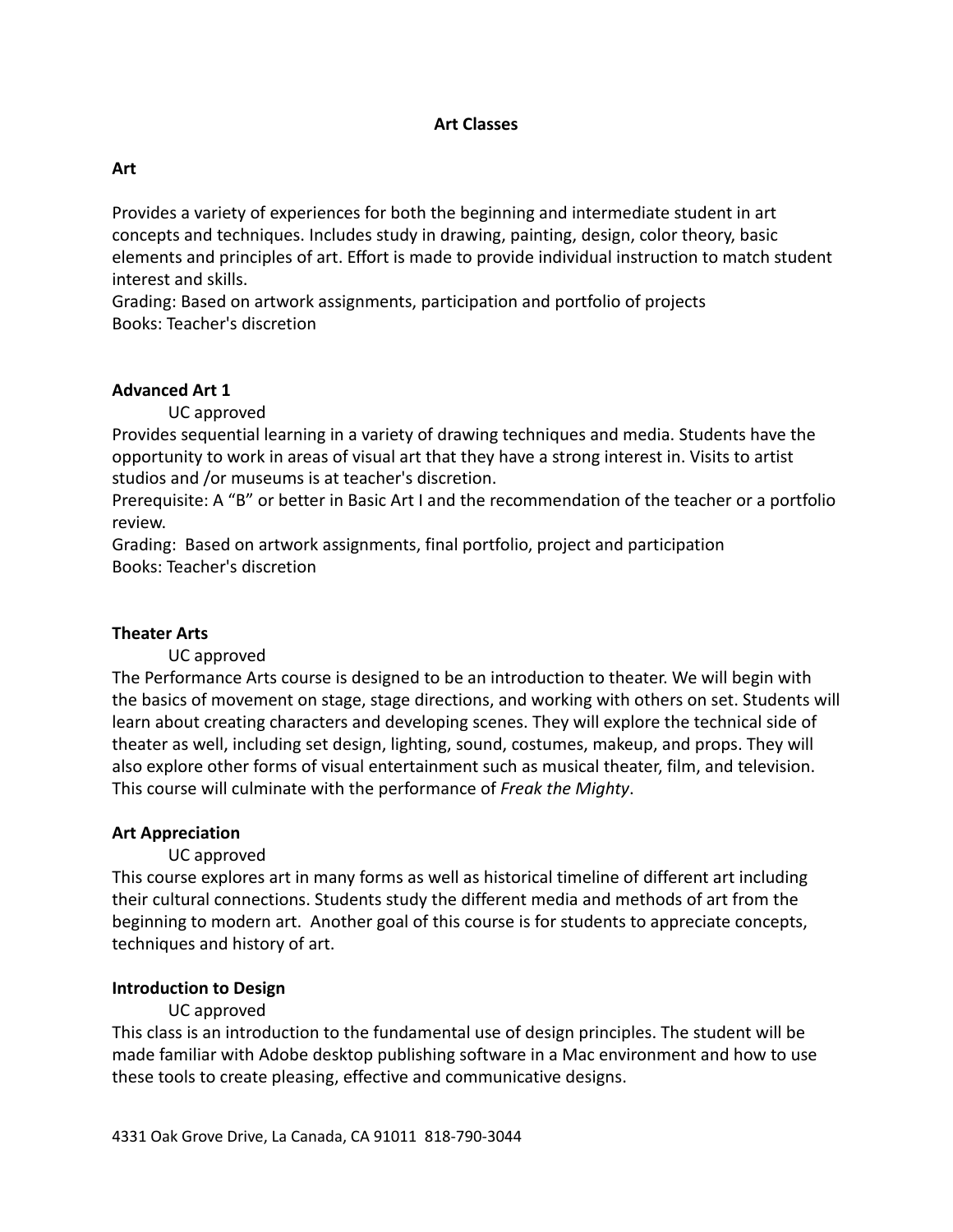# Art Classes

## Art

Provides a variety of experiences for both the beginning and intermediate student in art concepts and techniques. Includes study in drawing, painting, design, color theory, basic elements and principles of art. Effort is made to provide individual instruction to match student interest and skills.
Grading: Based on artwork assignments, participation and portfolio of projects
Books: Teacher's discretion

## Advanced Art 1

UC approved

Provides sequential learning in a variety of drawing techniques and media. Students have the opportunity to work in areas of visual art that they have a strong interest in. Visits to artist studios and /or museums is at teacher's discretion.
Prerequisite: A “B” or better in Basic Art I and the recommendation of the teacher or a portfolio review.
Grading: Based on artwork assignments, final portfolio, project and participation
Books: Teacher's discretion

## Theater Arts

UC approved

The Performance Arts course is designed to be an introduction to theater. We will begin with the basics of movement on stage, stage directions, and working with others on set. Students will learn about creating characters and developing scenes. They will explore the technical side of theater as well, including set design, lighting, sound, costumes, makeup, and props. They will also explore other forms of visual entertainment such as musical theater, film, and television. This course will culminate with the performance of *Freak the Mighty*.

## Art Appreciation

UC approved

This course explores art in many forms as well as historical timeline of different art including their cultural connections. Students study the different media and methods of art from the beginning to modern art. Another goal of this course is for students to appreciate concepts, techniques and history of art.

## Introduction to Design

UC approved

This class is an introduction to the fundamental use of design principles. The student will be made familiar with Adobe desktop publishing software in a Mac environment and how to use these tools to create pleasing, effective and communicative designs.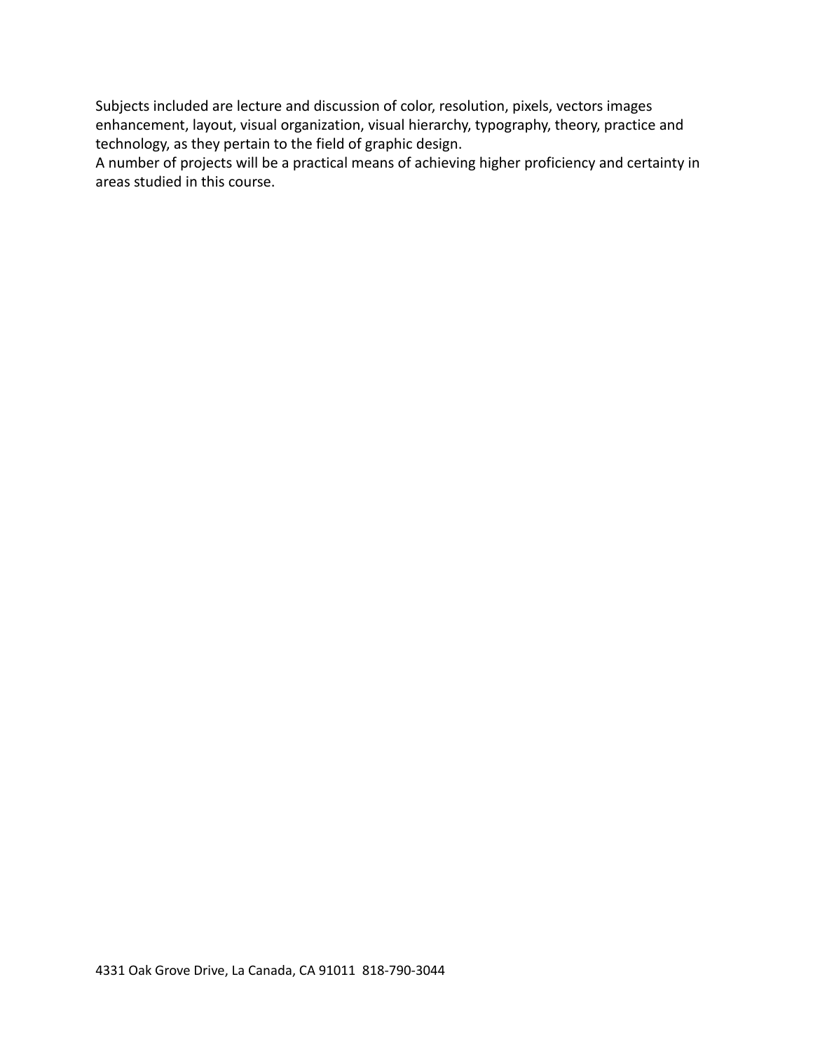Subjects included are lecture and discussion of color, resolution, pixels, vectors images enhancement, layout, visual organization, visual hierarchy, typography, theory, practice and technology, as they pertain to the field of graphic design.

A number of projects will be a practical means of achieving higher proficiency and certainty in areas studied in this course.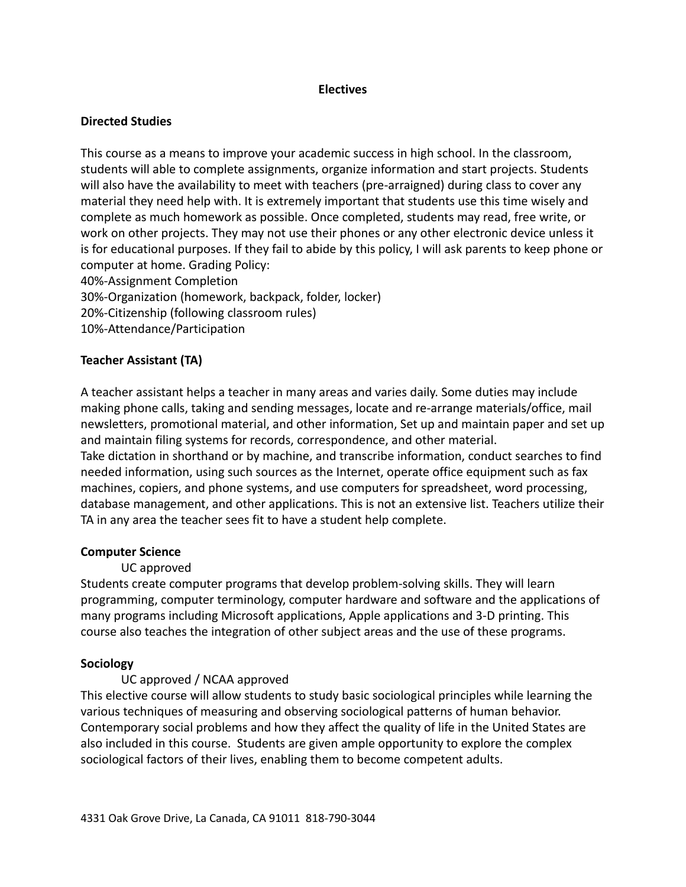## Electives

### Directed Studies

This course as a means to improve your academic success in high school. In the classroom, students will able to complete assignments, organize information and start projects. Students will also have the availability to meet with teachers (pre-arraigned) during class to cover any material they need help with. It is extremely important that students use this time wisely and complete as much homework as possible. Once completed, students may read, free write, or work on other projects. They may not use their phones or any other electronic device unless it is for educational purposes. If they fail to abide by this policy, I will ask parents to keep phone or computer at home. Grading Policy:
40%-Assignment Completion
30%-Organization (homework, backpack, folder, locker)
20%-Citizenship (following classroom rules)
10%-Attendance/Participation

### Teacher Assistant (TA)

A teacher assistant helps a teacher in many areas and varies daily. Some duties may include making phone calls, taking and sending messages, locate and re-arrange materials/office, mail newsletters, promotional material, and other information, Set up and maintain paper and set up and maintain filing systems for records, correspondence, and other material.
Take dictation in shorthand or by machine, and transcribe information, conduct searches to find needed information, using such sources as the Internet, operate office equipment such as fax machines, copiers, and phone systems, and use computers for spreadsheet, word processing, database management, and other applications. This is not an extensive list. Teachers utilize their TA in any area the teacher sees fit to have a student help complete.

### Computer Science

UC approved

Students create computer programs that develop problem-solving skills. They will learn programming, computer terminology, computer hardware and software and the applications of many programs including Microsoft applications, Apple applications and 3-D printing. This course also teaches the integration of other subject areas and the use of these programs.

### Sociology

UC approved / NCAA approved

This elective course will allow students to study basic sociological principles while learning the various techniques of measuring and observing sociological patterns of human behavior. Contemporary social problems and how they affect the quality of life in the United States are also included in this course. Students are given ample opportunity to explore the complex sociological factors of their lives, enabling them to become competent adults.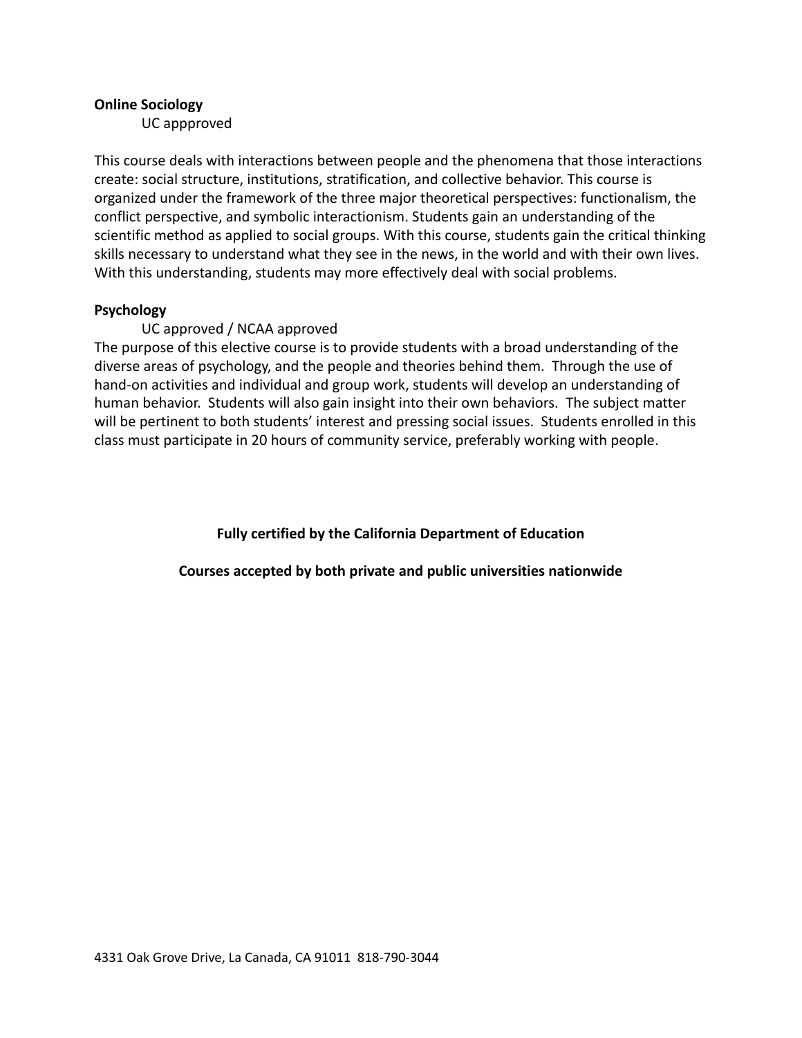**Online Sociology**

UC appproved

This course deals with interactions between people and the phenomena that those interactions create: social structure, institutions, stratification, and collective behavior. This course is organized under the framework of the three major theoretical perspectives: functionalism, the conflict perspective, and symbolic interactionism. Students gain an understanding of the scientific method as applied to social groups. With this course, students gain the critical thinking skills necessary to understand what they see in the news, in the world and with their own lives. With this understanding, students may more effectively deal with social problems.

**Psychology**

UC approved / NCAA approved

The purpose of this elective course is to provide students with a broad understanding of the diverse areas of psychology, and the people and theories behind them. Through the use of hand-on activities and individual and group work, students will develop an understanding of human behavior. Students will also gain insight into their own behaviors. The subject matter will be pertinent to both students' interest and pressing social issues. Students enrolled in this class must participate in 20 hours of community service, preferably working with people.

**Fully certified by the California Department of Education**

**Courses accepted by both private and public universities nationwide**

4331 Oak Grove Drive, La Canada, CA 91011 818-790-3044